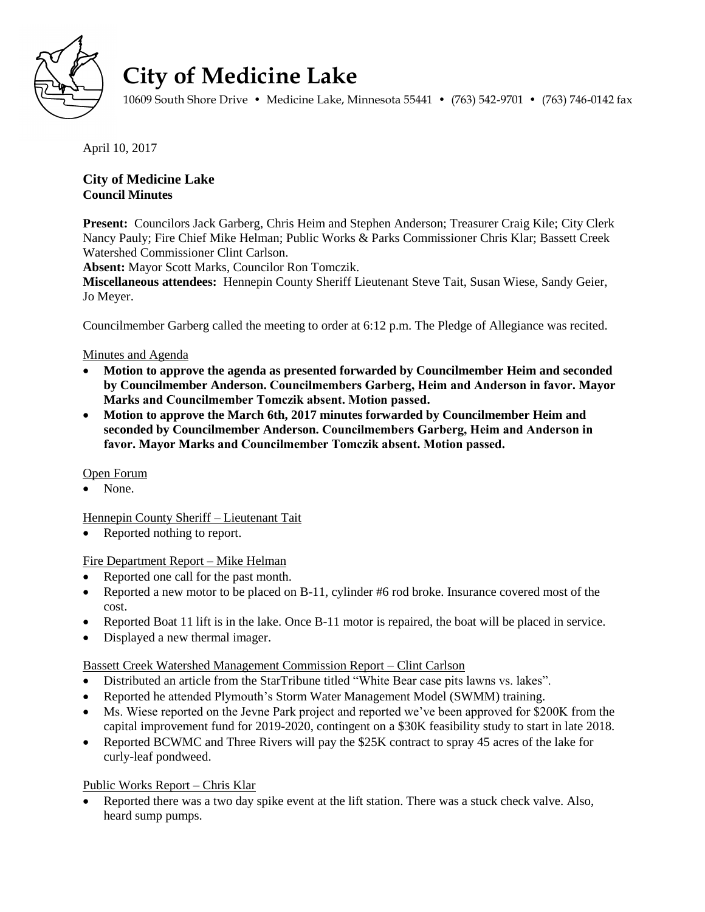# City of Medicine Lake

10609 South Shore Drive • Medicine Lake, Minnesota 55441 • (763) 542-9701 • (763) 746-0142 fax

April 10, 2017

**City of Medicine Lake**
**Council Minutes**

**Present:** Councilors Jack Garberg, Chris Heim and Stephen Anderson; Treasurer Craig Kile; City Clerk Nancy Pauly; Fire Chief Mike Helman; Public Works & Parks Commissioner Chris Klar; Bassett Creek Watershed Commissioner Clint Carlson.
**Absent:** Mayor Scott Marks, Councilor Ron Tomczik.
**Miscellaneous attendees:** Hennepin County Sheriff Lieutenant Steve Tait, Susan Wiese, Sandy Geier, Jo Meyer.

Councilmember Garberg called the meeting to order at 6:12 p.m. The Pledge of Allegiance was recited.

<u>Minutes and Agenda</u>

- **Motion to approve the agenda as presented forwarded by Councilmember Heim and seconded by Councilmember Anderson. Councilmembers Garberg, Heim and Anderson in favor. Mayor Marks and Councilmember Tomczik absent. Motion passed.**
- **Motion to approve the March 6th, 2017 minutes forwarded by Councilmember Heim and seconded by Councilmember Anderson. Councilmembers Garberg, Heim and Anderson in favor. Mayor Marks and Councilmember Tomczik absent. Motion passed.**

<u>Open Forum</u>

- None.

<u>Hennepin County Sheriff – Lieutenant Tait</u>

- Reported nothing to report.

<u>Fire Department Report – Mike Helman</u>

- Reported one call for the past month.
- Reported a new motor to be placed on B-11, cylinder #6 rod broke. Insurance covered most of the cost.
- Reported Boat 11 lift is in the lake. Once B-11 motor is repaired, the boat will be placed in service.
- Displayed a new thermal imager.

<u>Bassett Creek Watershed Management Commission Report – Clint Carlson</u>

- Distributed an article from the StarTribune titled "White Bear case pits lawns vs. lakes".
- Reported he attended Plymouth's Storm Water Management Model (SWMM) training.
- Ms. Wiese reported on the Jevne Park project and reported we've been approved for $200K from the capital improvement fund for 2019-2020, contingent on a $30K feasibility study to start in late 2018.
- Reported BCWMC and Three Rivers will pay the $25K contract to spray 45 acres of the lake for curly-leaf pondweed.

<u>Public Works Report – Chris Klar</u>

- Reported there was a two day spike event at the lift station. There was a stuck check valve. Also, heard sump pumps.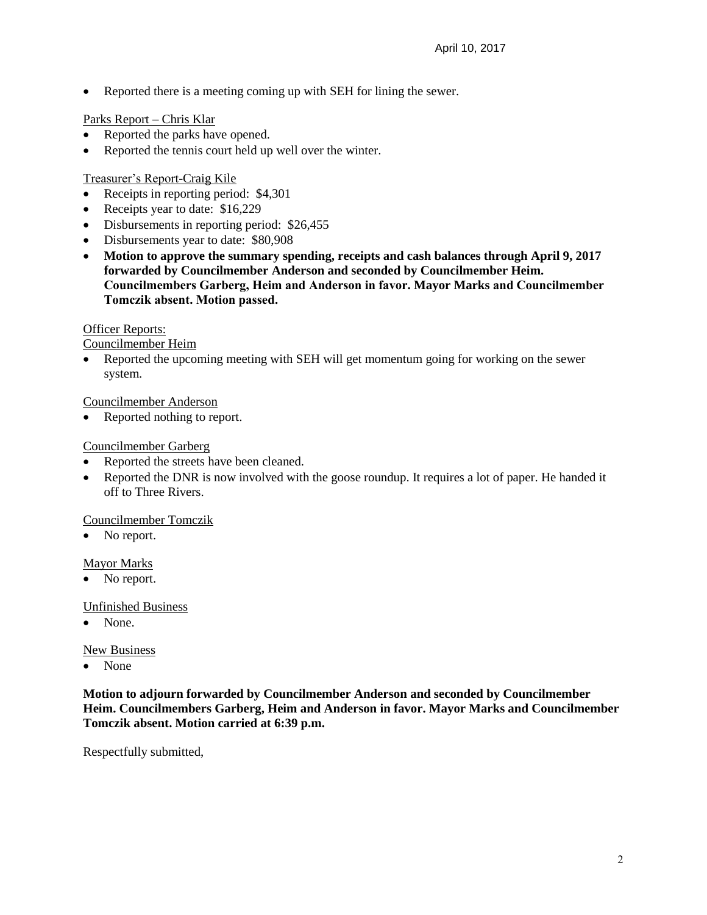- Reported there is a meeting coming up with SEH for lining the sewer.

Parks Report – Chris Klar

- Reported the parks have opened.
- Reported the tennis court held up well over the winter.

Treasurer's Report-Craig Kile

- Receipts in reporting period: $4,301
- Receipts year to date: $16,229
- Disbursements in reporting period: $26,455
- Disbursements year to date: $80,908
- **Motion to approve the summary spending, receipts and cash balances through April 9, 2017 forwarded by Councilmember Anderson and seconded by Councilmember Heim. Councilmembers Garberg, Heim and Anderson in favor. Mayor Marks and Councilmember Tomczik absent. Motion passed.**

Officer Reports:

Councilmember Heim

- Reported the upcoming meeting with SEH will get momentum going for working on the sewer system.

Councilmember Anderson

- Reported nothing to report.

Councilmember Garberg

- Reported the streets have been cleaned.
- Reported the DNR is now involved with the goose roundup. It requires a lot of paper. He handed it off to Three Rivers.

Councilmember Tomczik

- No report.

Mayor Marks

- No report.

Unfinished Business

- None.

New Business

- None

**Motion to adjourn forwarded by Councilmember Anderson and seconded by Councilmember Heim. Councilmembers Garberg, Heim and Anderson in favor. Mayor Marks and Councilmember Tomczik absent. Motion carried at 6:39 p.m.**

Respectfully submitted,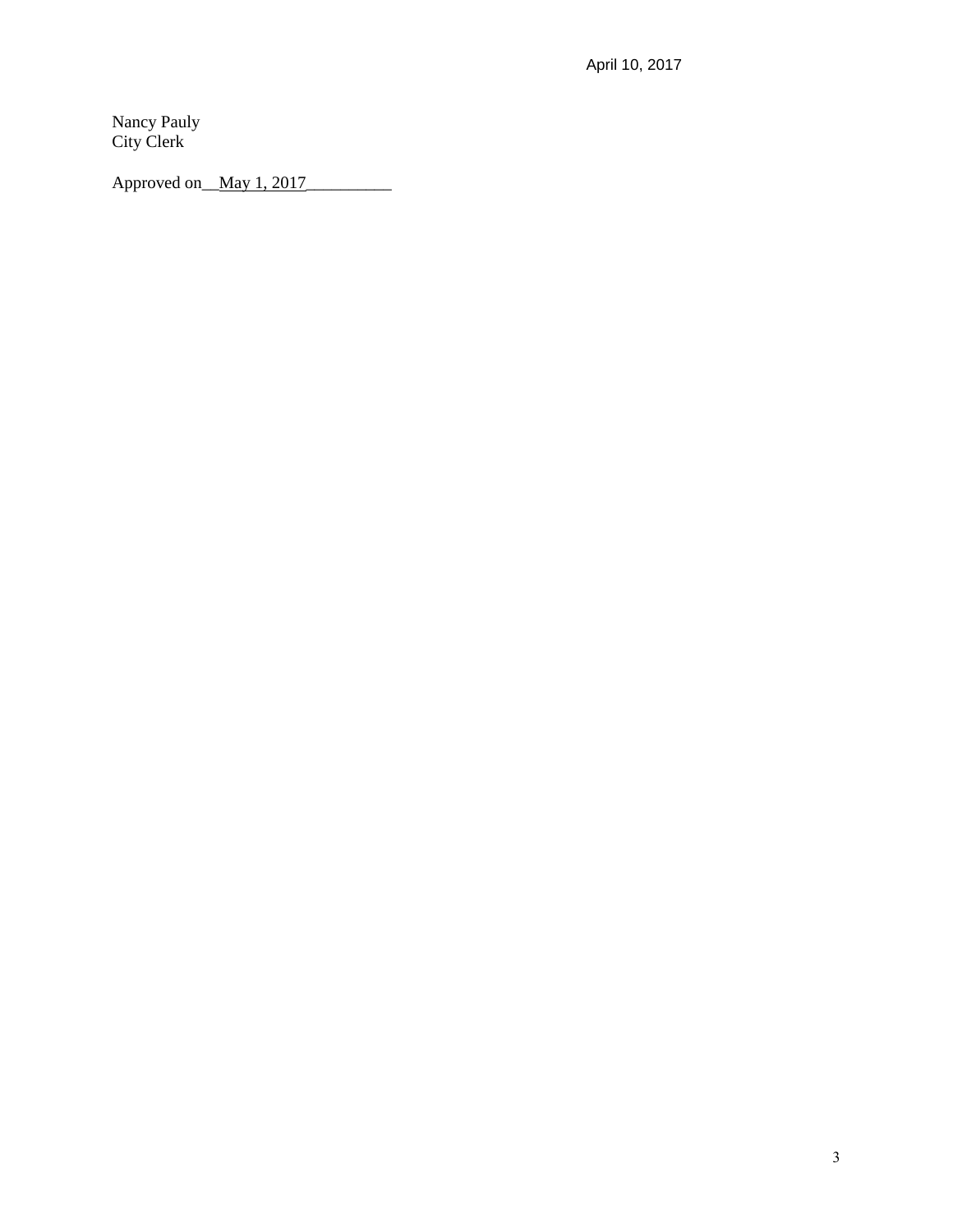Nancy Pauly
City Clerk

Approved on__May 1, 2017__________